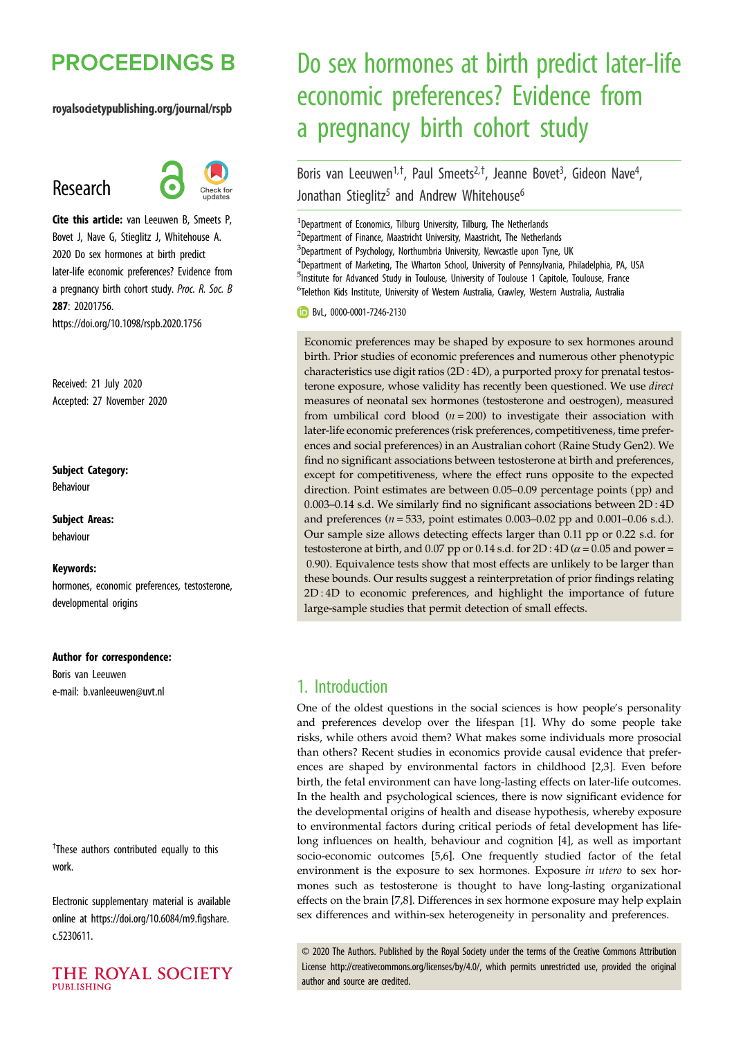# PROCEEDINGS B

royalsocietypublishing.org/journal/rspb

## Research

**Cite this article:** van Leeuwen B, Smeets P, Bovet J, Nave G, Stieglitz J, Whitehouse A. 2020 Do sex hormones at birth predict later-life economic preferences? Evidence from a pregnancy birth cohort study. *Proc. R. Soc. B* **287**: 20201756. https://doi.org/10.1098/rspb.2020.1756

Received: 21 July 2020
Accepted: 27 November 2020

**Subject Category:**
Behaviour

**Subject Areas:**
behaviour

**Keywords:**
hormones, economic preferences, testosterone, developmental origins

**Author for correspondence:**
Boris van Leeuwen
e-mail: b.vanleeuwen@uvt.nl

†These authors contributed equally to this work.

Electronic supplementary material is available online at https://doi.org/10.6084/m9.figshare.c.5230611.

# Do sex hormones at birth predict later-life economic preferences? Evidence from a pregnancy birth cohort study

Boris van Leeuwen[1,†], Paul Smeets[2,†], Jeanne Bovet[3], Gideon Nave[4], Jonathan Stieglitz[5] and Andrew Whitehouse[6]

[1]Department of Economics, Tilburg University, Tilburg, The Netherlands
[2]Department of Finance, Maastricht University, Maastricht, The Netherlands
[3]Department of Psychology, Northumbria University, Newcastle upon Tyne, UK
[4]Department of Marketing, The Wharton School, University of Pennsylvania, Philadelphia, PA, USA
[5]Institute for Advanced Study in Toulouse, University of Toulouse 1 Capitole, Toulouse, France
[6]Telethon Kids Institute, University of Western Australia, Crawley, Western Australia, Australia

BvL, 0000-0001-7246-2130

Economic preferences may be shaped by exposure to sex hormones around birth. Prior studies of economic preferences and numerous other phenotypic characteristics use digit ratios (2D : 4D), a purported proxy for prenatal testosterone exposure, whose validity has recently been questioned. We use *direct* measures of neonatal sex hormones (testosterone and oestrogen), measured from umbilical cord blood ($n = 200$) to investigate their association with later-life economic preferences (risk preferences, competitiveness, time preferences and social preferences) in an Australian cohort (Raine Study Gen2). We find no significant associations between testosterone at birth and preferences, except for competitiveness, where the effect runs opposite to the expected direction. Point estimates are between 0.05–0.09 percentage points (pp) and 0.003–0.14 s.d. We similarly find no significant associations between 2D : 4D and preferences ($n = 533$, point estimates 0.003–0.02 pp and 0.001–0.06 s.d.). Our sample size allows detecting effects larger than 0.11 pp or 0.22 s.d. for testosterone at birth, and 0.07 pp or 0.14 s.d. for 2D : 4D ($\alpha = 0.05$ and power = 0.90). Equivalence tests show that most effects are unlikely to be larger than these bounds. Our results suggest a reinterpretation of prior findings relating 2D : 4D to economic preferences, and highlight the importance of future large-sample studies that permit detection of small effects.

## 1. Introduction

One of the oldest questions in the social sciences is how people's personality and preferences develop over the lifespan [1]. Why do some people take risks, while others avoid them? What makes some individuals more prosocial than others? Recent studies in economics provide causal evidence that preferences are shaped by environmental factors in childhood [2,3]. Even before birth, the fetal environment can have long-lasting effects on later-life outcomes. In the health and psychological sciences, there is now significant evidence for the developmental origins of health and disease hypothesis, whereby exposure to environmental factors during critical periods of fetal development has lifelong influences on health, behaviour and cognition [4], as well as important socio-economic outcomes [5,6]. One frequently studied factor of the fetal environment is the exposure to sex hormones. Exposure *in utero* to sex hormones such as testosterone is thought to have long-lasting organizational effects on the brain [7,8]. Differences in sex hormone exposure may help explain sex differences and within-sex heterogeneity in personality and preferences.

© 2020 The Authors. Published by the Royal Society under the terms of the Creative Commons Attribution License http://creativecommons.org/licenses/by/4.0/, which permits unrestricted use, provided the original author and source are credited.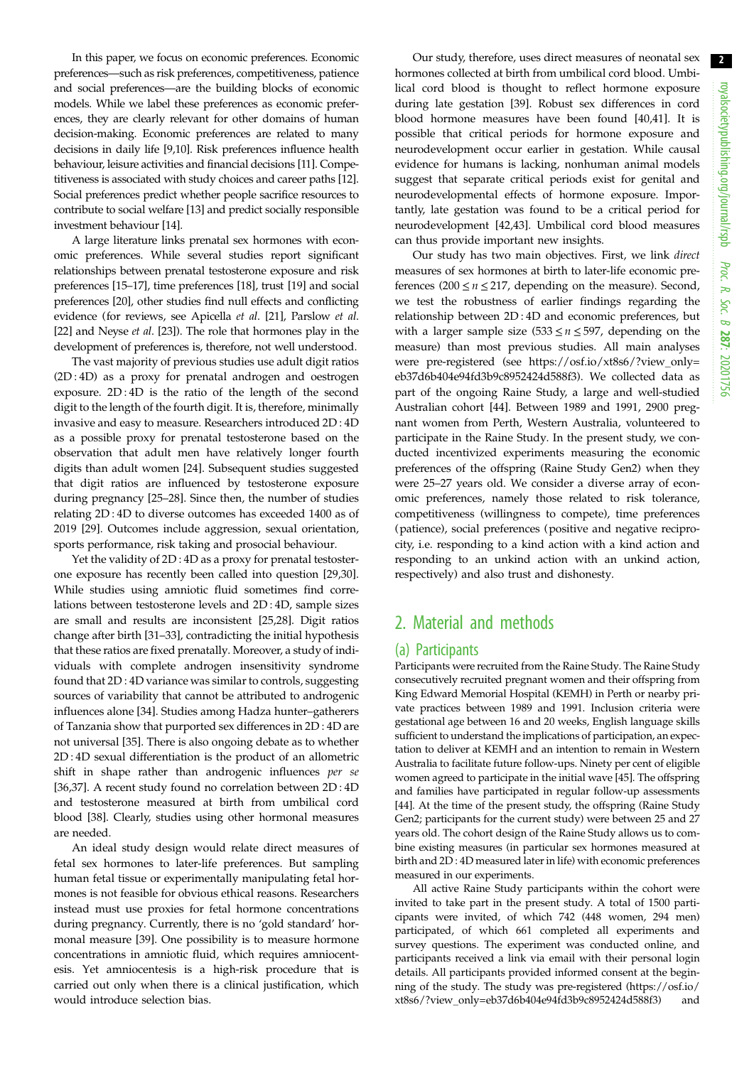In this paper, we focus on economic preferences. Economic preferences—such as risk preferences, competitiveness, patience and social preferences—are the building blocks of economic models. While we label these preferences as economic preferences, they are clearly relevant for other domains of human decision-making. Economic preferences are related to many decisions in daily life [9,10]. Risk preferences influence health behaviour, leisure activities and financial decisions [11]. Competitiveness is associated with study choices and career paths [12]. Social preferences predict whether people sacrifice resources to contribute to social welfare [13] and predict socially responsible investment behaviour [14].

A large literature links prenatal sex hormones with economic preferences. While several studies report significant relationships between prenatal testosterone exposure and risk preferences [15–17], time preferences [18], trust [19] and social preferences [20], other studies find null effects and conflicting evidence (for reviews, see Apicella *et al*. [21], Parslow *et al*. [22] and Neyse *et al*. [23]). The role that hormones play in the development of preferences is, therefore, not well understood.

The vast majority of previous studies use adult digit ratios (2D : 4D) as a proxy for prenatal androgen and oestrogen exposure. 2D : 4D is the ratio of the length of the second digit to the length of the fourth digit. It is, therefore, minimally invasive and easy to measure. Researchers introduced 2D : 4D as a possible proxy for prenatal testosterone based on the observation that adult men have relatively longer fourth digits than adult women [24]. Subsequent studies suggested that digit ratios are influenced by testosterone exposure during pregnancy [25–28]. Since then, the number of studies relating 2D : 4D to diverse outcomes has exceeded 1400 as of 2019 [29]. Outcomes include aggression, sexual orientation, sports performance, risk taking and prosocial behaviour.

Yet the validity of 2D : 4D as a proxy for prenatal testosterone exposure has recently been called into question [29,30]. While studies using amniotic fluid sometimes find correlations between testosterone levels and 2D : 4D, sample sizes are small and results are inconsistent [25,28]. Digit ratios change after birth [31–33], contradicting the initial hypothesis that these ratios are fixed prenatally. Moreover, a study of individuals with complete androgen insensitivity syndrome found that 2D : 4D variance was similar to controls, suggesting sources of variability that cannot be attributed to androgenic influences alone [34]. Studies among Hadza hunter–gatherers of Tanzania show that purported sex differences in 2D : 4D are not universal [35]. There is also ongoing debate as to whether 2D : 4D sexual differentiation is the product of an allometric shift in shape rather than androgenic influences *per se* [36,37]. A recent study found no correlation between 2D : 4D and testosterone measured at birth from umbilical cord blood [38]. Clearly, studies using other hormonal measures are needed.

An ideal study design would relate direct measures of fetal sex hormones to later-life preferences. But sampling human fetal tissue or experimentally manipulating fetal hormones is not feasible for obvious ethical reasons. Researchers instead must use proxies for fetal hormone concentrations during pregnancy. Currently, there is no 'gold standard' hormonal measure [39]. One possibility is to measure hormone concentrations in amniotic fluid, which requires amniocentesis. Yet amniocentesis is a high-risk procedure that is carried out only when there is a clinical justification, which would introduce selection bias.

Our study, therefore, uses direct measures of neonatal sex hormones collected at birth from umbilical cord blood. Umbilical cord blood is thought to reflect hormone exposure during late gestation [39]. Robust sex differences in cord blood hormone measures have been found [40,41]. It is possible that critical periods for hormone exposure and neurodevelopment occur earlier in gestation. While causal evidence for humans is lacking, nonhuman animal models suggest that separate critical periods exist for genital and neurodevelopmental effects of hormone exposure. Importantly, late gestation was found to be a critical period for neurodevelopment [42,43]. Umbilical cord blood measures can thus provide important new insights.

Our study has two main objectives. First, we link *direct* measures of sex hormones at birth to later-life economic preferences ($200 \leq n \leq 217$, depending on the measure). Second, we test the robustness of earlier findings regarding the relationship between 2D : 4D and economic preferences, but with a larger sample size ($533 \leq n \leq 597$, depending on the measure) than most previous studies. All main analyses were pre-registered (see https://osf.io/xt8s6/?view_only=eb37d6b404e94fd3b9c8952424d588f3). We collected data as part of the ongoing Raine Study, a large and well-studied Australian cohort [44]. Between 1989 and 1991, 2900 pregnant women from Perth, Western Australia, volunteered to participate in the Raine Study. In the present study, we conducted incentivized experiments measuring the economic preferences of the offspring (Raine Study Gen2) when they were 25–27 years old. We consider a diverse array of economic preferences, namely those related to risk tolerance, competitiveness (willingness to compete), time preferences (patience), social preferences (positive and negative reciprocity, i.e. responding to a kind action with a kind action and responding to an unkind action with an unkind action, respectively) and also trust and dishonesty.

## 2. Material and methods

### (a) Participants

Participants were recruited from the Raine Study. The Raine Study consecutively recruited pregnant women and their offspring from King Edward Memorial Hospital (KEMH) in Perth or nearby private practices between 1989 and 1991. Inclusion criteria were gestational age between 16 and 20 weeks, English language skills sufficient to understand the implications of participation, an expectation to deliver at KEMH and an intention to remain in Western Australia to facilitate future follow-ups. Ninety per cent of eligible women agreed to participate in the initial wave [45]. The offspring and families have participated in regular follow-up assessments [44]. At the time of the present study, the offspring (Raine Study Gen2; participants for the current study) were between 25 and 27 years old. The cohort design of the Raine Study allows us to combine existing measures (in particular sex hormones measured at birth and 2D : 4D measured later in life) with economic preferences measured in our experiments.

All active Raine Study participants within the cohort were invited to take part in the present study. A total of 1500 participants were invited, of which 742 (448 women, 294 men) participated, of which 661 completed all experiments and survey questions. The experiment was conducted online, and participants received a link via email with their personal login details. All participants provided informed consent at the beginning of the study. The study was pre-registered (https://osf.io/xt8s6/?view_only=eb37d6b404e94fd3b9c8952424d588f3) and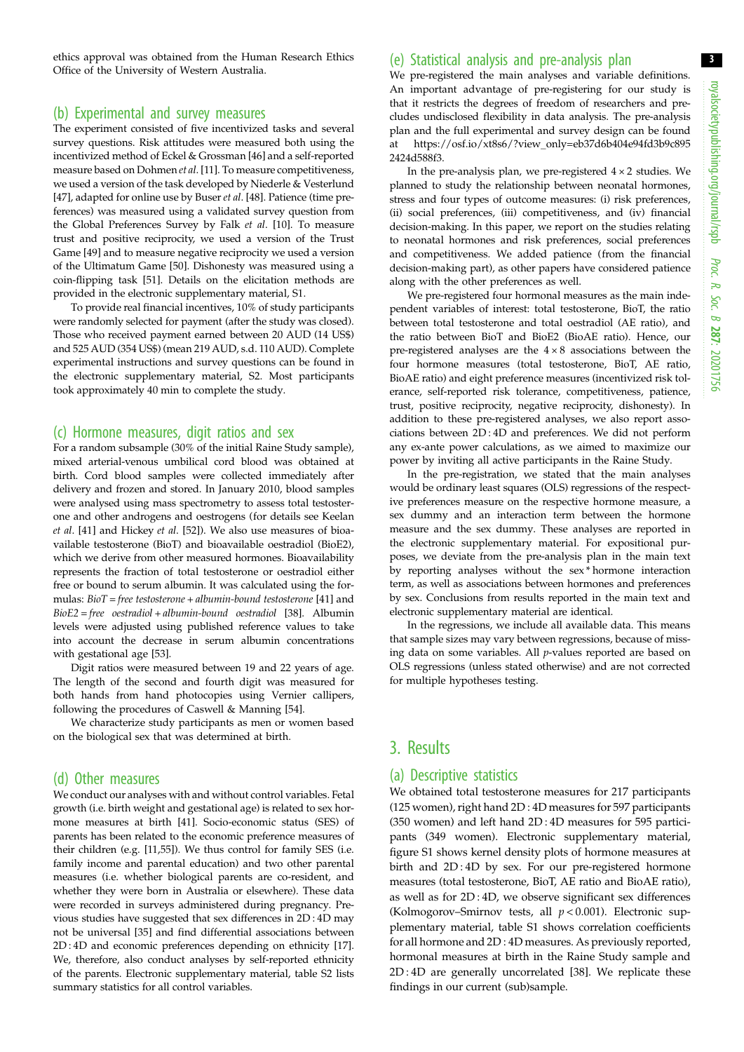ethics approval was obtained from the Human Research Ethics Office of the University of Western Australia.

## (b) Experimental and survey measures

The experiment consisted of five incentivized tasks and several survey questions. Risk attitudes were measured both using the incentivized method of Eckel & Grossman [46] and a self-reported measure based on Dohmen *et al*. [11]. To measure competitiveness, we used a version of the task developed by Niederle & Vesterlund [47], adapted for online use by Buser *et al*. [48]. Patience (time preferences) was measured using a validated survey question from the Global Preferences Survey by Falk *et al*. [10]. To measure trust and positive reciprocity, we used a version of the Trust Game [49] and to measure negative reciprocity we used a version of the Ultimatum Game [50]. Dishonesty was measured using a coin-flipping task [51]. Details on the elicitation methods are provided in the electronic supplementary material, S1.

To provide real financial incentives, 10% of study participants were randomly selected for payment (after the study was closed). Those who received payment earned between 20 AUD (14 US$) and 525 AUD (354 US$) (mean 219 AUD, s.d. 110 AUD). Complete experimental instructions and survey questions can be found in the electronic supplementary material, S2. Most participants took approximately 40 min to complete the study.

## (c) Hormone measures, digit ratios and sex

For a random subsample (30% of the initial Raine Study sample), mixed arterial-venous umbilical cord blood was obtained at birth. Cord blood samples were collected immediately after delivery and frozen and stored. In January 2010, blood samples were analysed using mass spectrometry to assess total testosterone and other androgens and oestrogens (for details see Keelan *et al*. [41] and Hickey *et al*. [52]). We also use measures of bioavailable testosterone (BioT) and bioavailable oestradiol (BioE2), which we derive from other measured hormones. Bioavailability represents the fraction of total testosterone or oestradiol either free or bound to serum albumin. It was calculated using the formulas: *BioT* = *free testosterone* + *albumin-bound testosterone* [41] and *BioE2* = *free oestradiol* + *albumin-bound oestradiol* [38]. Albumin levels were adjusted using published reference values to take into account the decrease in serum albumin concentrations with gestational age [53].

Digit ratios were measured between 19 and 22 years of age. The length of the second and fourth digit was measured for both hands from hand photocopies using Vernier callipers, following the procedures of Caswell & Manning [54].

We characterize study participants as men or women based on the biological sex that was determined at birth.

## (d) Other measures

We conduct our analyses with and without control variables. Fetal growth (i.e. birth weight and gestational age) is related to sex hormone measures at birth [41]. Socio-economic status (SES) of parents has been related to the economic preference measures of their children (e.g. [11,55]). We thus control for family SES (i.e. family income and parental education) and two other parental measures (i.e. whether biological parents are co-resident, and whether they were born in Australia or elsewhere). These data were recorded in surveys administered during pregnancy. Previous studies have suggested that sex differences in 2D : 4D may not be universal [35] and find differential associations between 2D : 4D and economic preferences depending on ethnicity [17]. We, therefore, also conduct analyses by self-reported ethnicity of the parents. Electronic supplementary material, table S2 lists summary statistics for all control variables.

## (e) Statistical analysis and pre-analysis plan

We pre-registered the main analyses and variable definitions. An important advantage of pre-registering for our study is that it restricts the degrees of freedom of researchers and precludes undisclosed flexibility in data analysis. The pre-analysis plan and the full experimental and survey design can be found at https://osf.io/xt8s6/?view_only=eb37d6b404e94fd3b9c8952424d588f3.

In the pre-analysis plan, we pre-registered $4 \times 2$ studies. We planned to study the relationship between neonatal hormones, stress and four types of outcome measures: (i) risk preferences, (ii) social preferences, (iii) competitiveness, and (iv) financial decision-making. In this paper, we report on the studies relating to neonatal hormones and risk preferences, social preferences and competitiveness. We added patience (from the financial decision-making part), as other papers have considered patience along with the other preferences as well.

We pre-registered four hormonal measures as the main independent variables of interest: total testosterone, BioT, the ratio between total testosterone and total oestradiol (AE ratio), and the ratio between BioT and BioE2 (BioAE ratio). Hence, our pre-registered analyses are the $4 \times 8$ associations between the four hormone measures (total testosterone, BioT, AE ratio, BioAE ratio) and eight preference measures (incentivized risk tolerance, self-reported risk tolerance, competitiveness, patience, trust, positive reciprocity, negative reciprocity, dishonesty). In addition to these pre-registered analyses, we also report associations between 2D : 4D and preferences. We did not perform any ex-ante power calculations, as we aimed to maximize our power by inviting all active participants in the Raine Study.

In the pre-registration, we stated that the main analyses would be ordinary least squares (OLS) regressions of the respective preferences measure on the respective hormone measure, a sex dummy and an interaction term between the hormone measure and the sex dummy. These analyses are reported in the electronic supplementary material. For expositional purposes, we deviate from the pre-analysis plan in the main text by reporting analyses without the sex * hormone interaction term, as well as associations between hormones and preferences by sex. Conclusions from results reported in the main text and electronic supplementary material are identical.

In the regressions, we include all available data. This means that sample sizes may vary between regressions, because of missing data on some variables. All *p*-values reported are based on OLS regressions (unless stated otherwise) and are not corrected for multiple hypotheses testing.

# 3. Results

## (a) Descriptive statistics

We obtained total testosterone measures for 217 participants (125 women), right hand 2D : 4D measures for 597 participants (350 women) and left hand 2D : 4D measures for 595 participants (349 women). Electronic supplementary material, figure S1 shows kernel density plots of hormone measures at birth and 2D : 4D by sex. For our pre-registered hormone measures (total testosterone, BioT, AE ratio and BioAE ratio), as well as for 2D : 4D, we observe significant sex differences (Kolmogorov–Smirnov tests, all $p < 0.001$). Electronic supplementary material, table S1 shows correlation coefficients for all hormone and 2D : 4D measures. As previously reported, hormonal measures at birth in the Raine Study sample and 2D : 4D are generally uncorrelated [38]. We replicate these findings in our current (sub)sample.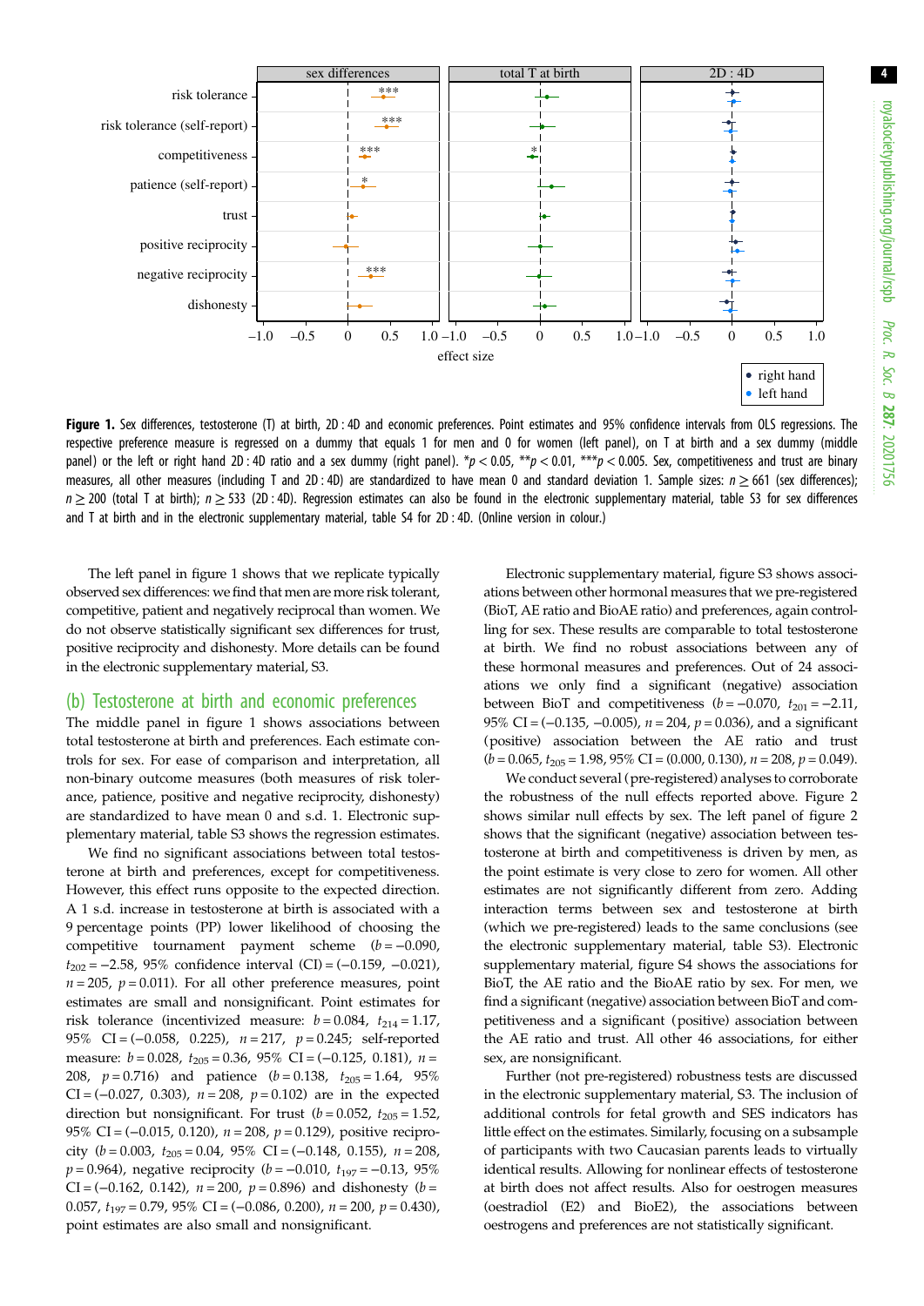**Figure 1.** Sex differences, testosterone (T) at birth, 2D : 4D and economic preferences. Point estimates and 95% confidence intervals from OLS regressions. The respective preference measure is regressed on a dummy that equals 1 for men and 0 for women (left panel), on T at birth and a sex dummy (middle panel) or the left or right hand 2D : 4D ratio and a sex dummy (right panel). $*p < 0.05$, $**p < 0.01$, $***p < 0.005$. Sex, competitiveness and trust are binary measures, all other measures (including T and 2D : 4D) are standardized to have mean 0 and standard deviation 1. Sample sizes: $n \geq 661$ (sex differences); $n \geq 200$ (total T at birth); $n \geq 533$ (2D : 4D). Regression estimates can also be found in the electronic supplementary material, table S3 for sex differences and T at birth and in the electronic supplementary material, table S4 for 2D : 4D. (Online version in colour.)

The left panel in figure 1 shows that we replicate typically observed sex differences: we find that men are more risk tolerant, competitive, patient and negatively reciprocal than women. We do not observe statistically significant sex differences for trust, positive reciprocity and dishonesty. More details can be found in the electronic supplementary material, S3.

## (b) Testosterone at birth and economic preferences

The middle panel in figure 1 shows associations between total testosterone at birth and preferences. Each estimate controls for sex. For ease of comparison and interpretation, all non-binary outcome measures (both measures of risk tolerance, patience, positive and negative reciprocity, dishonesty) are standardized to have mean 0 and s.d. 1. Electronic supplementary material, table S3 shows the regression estimates.

We find no significant associations between total testosterone at birth and preferences, except for competitiveness. However, this effect runs opposite to the expected direction. A 1 s.d. increase in testosterone at birth is associated with a 9 percentage points (PP) lower likelihood of choosing the competitive tournament payment scheme ($b = -0.090$, $t_{202} = -2.58$, 95% confidence interval (CI) = $(-0.159, -0.021)$, $n = 205$, $p = 0.011$). For all other preference measures, point estimates are small and nonsignificant. Point estimates for risk tolerance (incentivized measure: $b = 0.084$, $t_{214} = 1.17$, 95% CI = $(-0.058, 0.225)$, $n = 217$, $p = 0.245$; self-reported measure: $b = 0.028$, $t_{205} = 0.36$, 95% CI = $(-0.125, 0.181)$, $n = 208$, $p = 0.716$) and patience ($b = 0.138$, $t_{205} = 1.64$, 95% CI = $(-0.027, 0.303)$, $n = 208$, $p = 0.102$) are in the expected direction but nonsignificant. For trust ($b = 0.052$, $t_{205} = 1.52$, 95% CI = $(-0.015, 0.120)$, $n = 208$, $p = 0.129$), positive reciprocity ($b = 0.003$, $t_{205} = 0.04$, 95% CI = $(-0.148, 0.155)$, $n = 208$, $p = 0.964$), negative reciprocity ($b = -0.010$, $t_{197} = -0.13$, 95% CI = $(-0.162, 0.142)$, $n = 200$, $p = 0.896$) and dishonesty ($b = 0.057$, $t_{197} = 0.79$, 95% CI = $(-0.086, 0.200)$, $n = 200$, $p = 0.430$), point estimates are also small and nonsignificant.

Electronic supplementary material, figure S3 shows associations between other hormonal measures that we pre-registered (BioT, AE ratio and BioAE ratio) and preferences, again controlling for sex. These results are comparable to total testosterone at birth. We find no robust associations between any of these hormonal measures and preferences. Out of 24 associations we only find a significant (negative) association between BioT and competitiveness ($b = -0.070$, $t_{201} = -2.11$, 95% CI = $(-0.135, -0.005)$, $n = 204$, $p = 0.036$), and a significant (positive) association between the AE ratio and trust ($b = 0.065$, $t_{205} = 1.98$, 95% CI = $(0.000, 0.130)$, $n = 208$, $p = 0.049$).

We conduct several (pre-registered) analyses to corroborate the robustness of the null effects reported above. Figure 2 shows similar null effects by sex. The left panel of figure 2 shows that the significant (negative) association between testosterone at birth and competitiveness is driven by men, as the point estimate is very close to zero for women. All other estimates are not significantly different from zero. Adding interaction terms between sex and testosterone at birth (which we pre-registered) leads to the same conclusions (see the electronic supplementary material, table S3). Electronic supplementary material, figure S4 shows the associations for BioT, the AE ratio and the BioAE ratio by sex. For men, we find a significant (negative) association between BioT and competitiveness and a significant (positive) association between the AE ratio and trust. All other 46 associations, for either sex, are nonsignificant.

Further (not pre-registered) robustness tests are discussed in the electronic supplementary material, S3. The inclusion of additional controls for fetal growth and SES indicators has little effect on the estimates. Similarly, focusing on a subsample of participants with two Caucasian parents leads to virtually identical results. Allowing for nonlinear effects of testosterone at birth does not affect results. Also for oestrogen measures (oestradiol (E2) and BioE2), the associations between oestrogens and preferences are not statistically significant.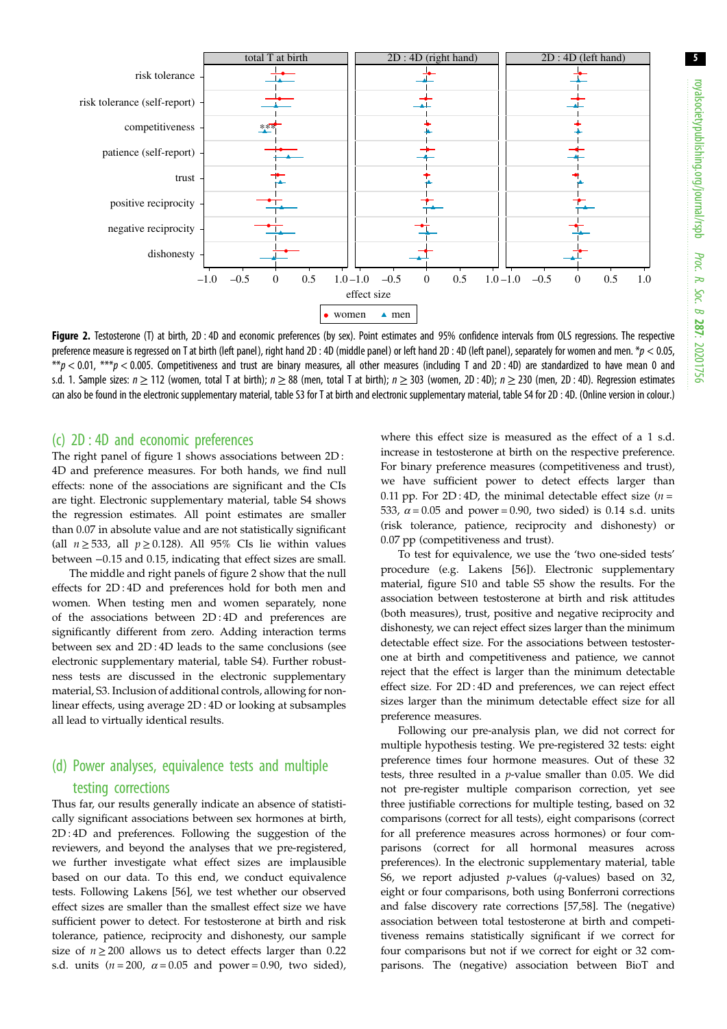**Figure 2.** Testosterone (T) at birth, 2D : 4D and economic preferences (by sex). Point estimates and 95% confidence intervals from OLS regressions. The respective preference measure is regressed on T at birth (left panel), right hand 2D : 4D (middle panel) or left hand 2D : 4D (left panel), separately for women and men. * $p < 0.05$, ** $p < 0.01$, *** $p < 0.005$. Competitiveness and trust are binary measures, all other measures (including T and 2D : 4D) are standardized to have mean 0 and s.d. 1. Sample sizes: $n \geq 112$ (women, total T at birth); $n \geq 88$ (men, total T at birth); $n \geq 303$ (women, 2D : 4D); $n \geq 230$ (men, 2D : 4D). Regression estimates can also be found in the electronic supplementary material, table S3 for T at birth and electronic supplementary material, table S4 for 2D : 4D. (Online version in colour.)

### (c) 2D : 4D and economic preferences

The right panel of figure 1 shows associations between 2D : 4D and preference measures. For both hands, we find null effects: none of the associations are significant and the CIs are tight. Electronic supplementary material, table S4 shows the regression estimates. All point estimates are smaller than 0.07 in absolute value and are not statistically significant (all $n \geq 533$, all $p \geq 0.128$). All 95% CIs lie within values between −0.15 and 0.15, indicating that effect sizes are small.

The middle and right panels of figure 2 show that the null effects for 2D : 4D and preferences hold for both men and women. When testing men and women separately, none of the associations between 2D : 4D and preferences are significantly different from zero. Adding interaction terms between sex and 2D : 4D leads to the same conclusions (see electronic supplementary material, table S4). Further robustness tests are discussed in the electronic supplementary material, S3. Inclusion of additional controls, allowing for non-linear effects, using average 2D : 4D or looking at subsamples all lead to virtually identical results.

### (d) Power analyses, equivalence tests and multiple testing corrections

Thus far, our results generally indicate an absence of statistically significant associations between sex hormones at birth, 2D : 4D and preferences. Following the suggestion of the reviewers, and beyond the analyses that we pre-registered, we further investigate what effect sizes are implausible based on our data. To this end, we conduct equivalence tests. Following Lakens [56], we test whether our observed effect sizes are smaller than the smallest effect size we have sufficient power to detect. For testosterone at birth and risk tolerance, patience, reciprocity and dishonesty, our sample size of $n \geq 200$ allows us to detect effects larger than 0.22 s.d. units ($n = 200$, $\alpha = 0.05$ and power = 0.90, two sided), where this effect size is measured as the effect of a 1 s.d. increase in testosterone at birth on the respective preference. For binary preference measures (competitiveness and trust), we have sufficient power to detect effects larger than 0.11 pp. For 2D : 4D, the minimal detectable effect size ($n = 533$, $\alpha = 0.05$ and power = 0.90, two sided) is 0.14 s.d. units (risk tolerance, patience, reciprocity and dishonesty) or 0.07 pp (competitiveness and trust).

To test for equivalence, we use the 'two one-sided tests' procedure (e.g. Lakens [56]). Electronic supplementary material, figure S10 and table S5 show the results. For the association between testosterone at birth and risk attitudes (both measures), trust, positive and negative reciprocity and dishonesty, we can reject effect sizes larger than the minimum detectable effect size. For the associations between testosterone at birth and competitiveness and patience, we cannot reject that the effect is larger than the minimum detectable effect size. For 2D : 4D and preferences, we can reject effect sizes larger than the minimum detectable effect size for all preference measures.

Following our pre-analysis plan, we did not correct for multiple hypothesis testing. We pre-registered 32 tests: eight preference times four hormone measures. Out of these 32 tests, three resulted in a $p$-value smaller than 0.05. We did not pre-register multiple comparison correction, yet see three justifiable corrections for multiple testing, based on 32 comparisons (correct for all tests), eight comparisons (correct for all preference measures across hormones) or four comparisons (correct for all hormonal measures across preferences). In the electronic supplementary material, table S6, we report adjusted $p$-values ($q$-values) based on 32, eight or four comparisons, both using Bonferroni corrections and false discovery rate corrections [57,58]. The (negative) association between total testosterone at birth and competitiveness remains statistically significant if we correct for four comparisons but not if we correct for eight or 32 comparisons. The (negative) association between BioT and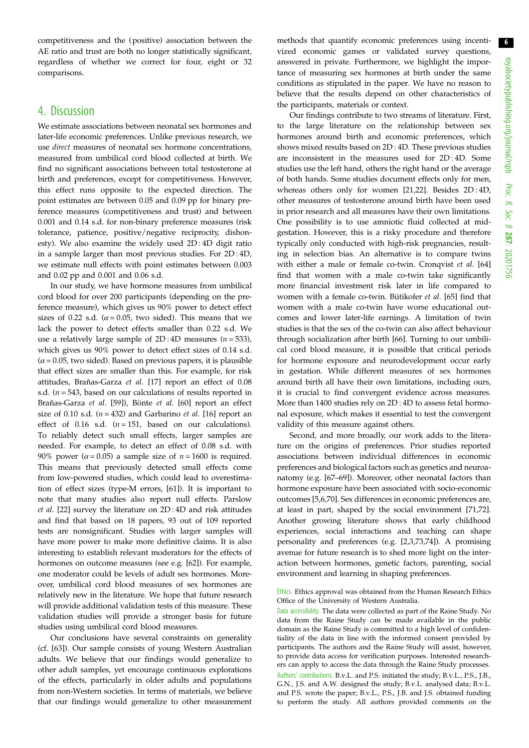competitiveness and the (positive) association between the AE ratio and trust are both no longer statistically significant, regardless of whether we correct for four, eight or 32 comparisons.

## 4. Discussion

We estimate associations between neonatal sex hormones and later-life economic preferences. Unlike previous research, we use *direct* measures of neonatal sex hormone concentrations, measured from umbilical cord blood collected at birth. We find no significant associations between total testosterone at birth and preferences, except for competitiveness. However, this effect runs opposite to the expected direction. The point estimates are between 0.05 and 0.09 pp for binary preference measures (competitiveness and trust) and between 0.001 and 0.14 s.d. for non-binary preference measures (risk tolerance, patience, positive/negative reciprocity, dishonesty). We also examine the widely used 2D : 4D digit ratio in a sample larger than most previous studies. For 2D : 4D, we estimate null effects with point estimates between 0.003 and 0.02 pp and 0.001 and 0.06 s.d.

In our study, we have hormone measures from umbilical cord blood for over 200 participants (depending on the preference measure), which gives us 90% power to detect effect sizes of 0.22 s.d. ($\alpha = 0.05$, two sided). This means that we lack the power to detect effects smaller than 0.22 s.d. We use a relatively large sample of 2D : 4D measures ($n = 533$), which gives us 90% power to detect effect sizes of 0.14 s.d. ($\alpha = 0.05$, two sided). Based on previous papers, it is plausible that effect sizes are smaller than this. For example, for risk attitudes, Brañas-Garza *et al.* [17] report an effect of 0.08 s.d. ($n = 543$, based on our calculations of results reported in Brañas-Garza *et al.* [59]), Bönte *et al.* [60] report an effect size of 0.10 s.d. ($n = 432$) and Garbarino *et al.* [16] report an effect of 0.16 s.d. ($n = 151$, based on our calculations). To reliably detect such small effects, larger samples are needed. For example, to detect an effect of 0.08 s.d. with 90% power ($\alpha = 0.05$) a sample size of $n = 1600$ is required. This means that previously detected small effects come from low-powered studies, which could lead to overestimation of effect sizes (type-M errors, [61]). It is important to note that many studies also report null effects. Parslow *et al.* [22] survey the literature on 2D : 4D and risk attitudes and find that based on 18 papers, 93 out of 109 reported tests are nonsignificant. Studies with larger samples will have more power to make more definitive claims. It is also interesting to establish relevant moderators for the effects of hormones on outcome measures (see e.g. [62]). For example, one moderator could be levels of adult sex hormones. Moreover, umbilical cord blood measures of sex hormones are relatively new in the literature. We hope that future research will provide additional validation tests of this measure. These validation studies will provide a stronger basis for future studies using umbilical cord blood measures.

Our conclusions have several constraints on generality (cf. [63]). Our sample consists of young Western Australian adults. We believe that our findings would generalize to other adult samples, yet encourage continuous explorations of the effects, particularly in older adults and populations from non-Western societies. In terms of materials, we believe that our findings would generalize to other measurement methods that quantify economic preferences using incentivized economic games or validated survey questions, answered in private. Furthermore, we highlight the importance of measuring sex hormones at birth under the same conditions as stipulated in the paper. We have no reason to believe that the results depend on other characteristics of the participants, materials or context.

Our findings contribute to two streams of literature. First, to the large literature on the relationship between sex hormones around birth and economic preferences, which shows mixed results based on 2D : 4D. These previous studies are inconsistent in the measures used for 2D : 4D. Some studies use the left hand, others the right hand or the average of both hands. Some studies document effects only for men, whereas others only for women [21,22]. Besides 2D : 4D, other measures of testosterone around birth have been used in prior research and all measures have their own limitations. One possibility is to use amniotic fluid collected at mid-gestation. However, this is a risky procedure and therefore typically only conducted with high-risk pregnancies, resulting in selection bias. An alternative is to compare twins with either a male or female co-twin. Cronqvist *et al.* [64] find that women with a male co-twin take significantly more financial investment risk later in life compared to women with a female co-twin. Bütikofer *et al.* [65] find that women with a male co-twin have worse educational outcomes and lower later-life earnings. A limitation of twin studies is that the sex of the co-twin can also affect behaviour through socialization after birth [66]. Turning to our umbilical cord blood measure, it is possible that critical periods for hormone exposure and neurodevelopment occur early in gestation. While different measures of sex hormones around birth all have their own limitations, including ours, it is crucial to find convergent evidence across measures. More than 1400 studies rely on 2D : 4D to assess fetal hormonal exposure, which makes it essential to test the convergent validity of this measure against others.

Second, and more broadly, our work adds to the literature on the origins of preferences. Prior studies reported associations between individual differences in economic preferences and biological factors such as genetics and neuroanatomy (e.g. [67–69]). Moreover, other neonatal factors than hormone exposure have been associated with socio-economic outcomes [5,6,70]. Sex differences in economic preferences are, at least in part, shaped by the social environment [71,72]. Another growing literature shows that early childhood experiences, social interactions and teaching can shape personality and preferences (e.g. [2,3,73,74]). A promising avenue for future research is to shed more light on the interaction between hormones, genetic factors, parenting, social environment and learning in shaping preferences.

Ethics. Ethics approval was obtained from the Human Research Ethics Office of the University of Western Australia.

Data accessibility. The data were collected as part of the Raine Study. No data from the Raine Study can be made available in the public domain as the Raine Study is committed to a high level of confidentiality of the data in line with the informed consent provided by participants. The authors and the Raine Study will assist, however, to provide data access for verification purposes. Interested researchers can apply to access the data through the Raine Study processes.

Authors' contributions. B.v.L. and P.S. initiated the study; B.v.L., P.S., J.B., G.N., J.S. and A.W. designed the study; B.v.L. analysed data; B.v.L. and P.S. wrote the paper; B.v.L., P.S., J.B. and J.S. obtained funding to perform the study. All authors provided comments on the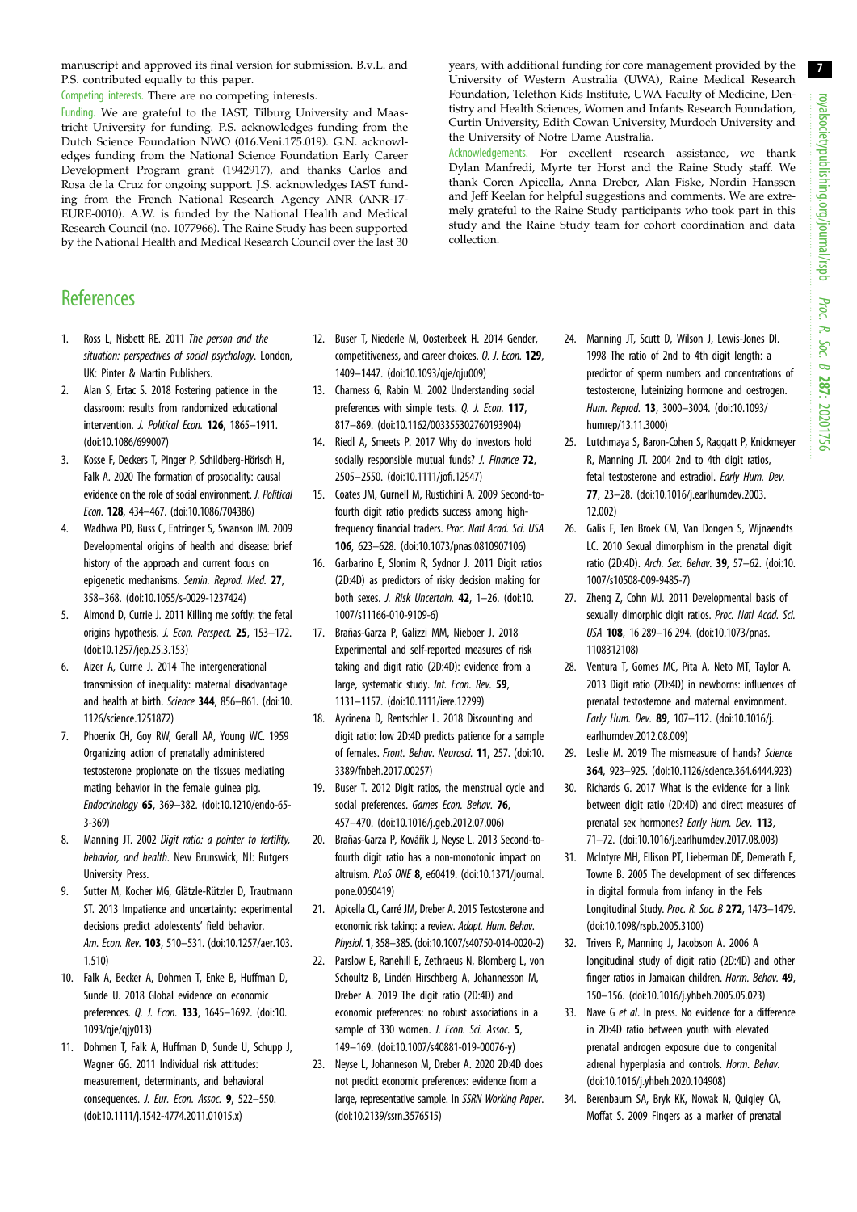manuscript and approved its final version for submission. B.v.L. and P.S. contributed equally to this paper.

Competing interests. There are no competing interests.

Funding. We are grateful to the IAST, Tilburg University and Maastricht University for funding. P.S. acknowledges funding from the Dutch Science Foundation NWO (016.Veni.175.019). G.N. acknowledges funding from the National Science Foundation Early Career Development Program grant (1942917), and thanks Carlos and Rosa de la Cruz for ongoing support. J.S. acknowledges IAST funding from the French National Research Agency ANR (ANR-17-EURE-0010). A.W. is funded by the National Health and Medical Research Council (no. 1077966). The Raine Study has been supported by the National Health and Medical Research Council over the last 30 years, with additional funding for core management provided by the University of Western Australia (UWA), Raine Medical Research Foundation, Telethon Kids Institute, UWA Faculty of Medicine, Dentistry and Health Sciences, Women and Infants Research Foundation, Curtin University, Edith Cowan University, Murdoch University and the University of Notre Dame Australia.

Acknowledgements. For excellent research assistance, we thank Dylan Manfredi, Myrte ter Horst and the Raine Study staff. We thank Coren Apicella, Anna Dreber, Alan Fiske, Nordin Hanssen and Jeff Keelan for helpful suggestions and comments. We are extremely grateful to the Raine Study participants who took part in this study and the Raine Study team for cohort coordination and data collection.

# References

1. Ross L, Nisbett RE. 2011 *The person and the situation: perspectives of social psychology*. London, UK: Pinter & Martin Publishers.
2. Alan S, Ertac S. 2018 Fostering patience in the classroom: results from randomized educational intervention. *J. Political Econ.* **126**, 1865–1911. (doi:10.1086/699007)
3. Kosse F, Deckers T, Pinger P, Schildberg-Hörisch H, Falk A. 2020 The formation of prosociality: causal evidence on the role of social environment. *J. Political Econ.* **128**, 434–467. (doi:10.1086/704386)
4. Wadhwa PD, Buss C, Entringer S, Swanson JM. 2009 Developmental origins of health and disease: brief history of the approach and current focus on epigenetic mechanisms. *Semin. Reprod. Med.* **27**, 358–368. (doi:10.1055/s-0029-1237424)
5. Almond D, Currie J. 2011 Killing me softly: the fetal origins hypothesis. *J. Econ. Perspect.* **25**, 153–172. (doi:10.1257/jep.25.3.153)
6. Aizer A, Currie J. 2014 The intergenerational transmission of inequality: maternal disadvantage and health at birth. *Science* **344**, 856–861. (doi:10.1126/science.1251872)
7. Phoenix CH, Goy RW, Gerall AA, Young WC. 1959 Organizing action of prenatally administered testosterone propionate on the tissues mediating mating behavior in the female guinea pig. *Endocrinology* **65**, 369–382. (doi:10.1210/endo-65-3-369)
8. Manning JT. 2002 *Digit ratio: a pointer to fertility, behavior, and health*. New Brunswick, NJ: Rutgers University Press.
9. Sutter M, Kocher MG, Glätzle-Rützler D, Trautmann ST. 2013 Impatience and uncertainty: experimental decisions predict adolescents' field behavior. *Am. Econ. Rev.* **103**, 510–531. (doi:10.1257/aer.103.1.510)
10. Falk A, Becker A, Dohmen T, Enke B, Huffman D, Sunde U. 2018 Global evidence on economic preferences. *Q. J. Econ.* **133**, 1645–1692. (doi:10.1093/qje/qjy013)
11. Dohmen T, Falk A, Huffman D, Sunde U, Schupp J, Wagner GG. 2011 Individual risk attitudes: measurement, determinants, and behavioral consequences. *J. Eur. Econ. Assoc.* **9**, 522–550. (doi:10.1111/j.1542-4774.2011.01015.x)
12. Buser T, Niederle M, Oosterbeek H. 2014 Gender, competitiveness, and career choices. *Q. J. Econ.* **129**, 1409–1447. (doi:10.1093/qje/qju009)
13. Charness G, Rabin M. 2002 Understanding social preferences with simple tests. *Q. J. Econ.* **117**, 817–869. (doi:10.1162/003355302760193904)
14. Riedl A, Smeets P. 2017 Why do investors hold socially responsible mutual funds? *J. Finance* **72**, 2505–2550. (doi:10.1111/jofi.12547)
15. Coates JM, Gurnell M, Rustichini A. 2009 Second-to-fourth digit ratio predicts success among high-frequency financial traders. *Proc. Natl Acad. Sci. USA* **106**, 623–628. (doi:10.1073/pnas.0810907106)
16. Garbarino E, Slonim R, Sydnor J. 2011 Digit ratios (2D:4D) as predictors of risky decision making for both sexes. *J. Risk Uncertain.* **42**, 1–26. (doi:10.1007/s11166-010-9109-6)
17. Brañas-Garza P, Galizzi MM, Nieboer J. 2018 Experimental and self-reported measures of risk taking and digit ratio (2D:4D): evidence from a large, systematic study. *Int. Econ. Rev.* **59**, 1131–1157. (doi:10.1111/iere.12299)
18. Aycinena D, Rentschler L. 2018 Discounting and digit ratio: low 2D:4D predicts patience for a sample of females. *Front. Behav. Neurosci.* **11**, 257. (doi:10.3389/fnbeh.2017.00257)
19. Buser T. 2012 Digit ratios, the menstrual cycle and social preferences. *Games Econ. Behav.* **76**, 457–470. (doi:10.1016/j.geb.2012.07.006)
20. Brañas-Garza P, Kovářík J, Neyse L. 2013 Second-to-fourth digit ratio has a non-monotonic impact on altruism. *PLoS ONE* **8**, e60419. (doi:10.1371/journal.pone.0060419)
21. Apicella CL, Carré JM, Dreber A. 2015 Testosterone and economic risk taking: a review. *Adapt. Hum. Behav. Physiol.* **1**, 358–385. (doi:10.1007/s40750-014-0020-2)
22. Parslow E, Ranehill E, Zethraeus N, Blomberg L, von Schoultz B, Lindén Hirschberg A, Johannesson M, Dreber A. 2019 The digit ratio (2D:4D) and economic preferences: no robust associations in a sample of 330 women. *J. Econ. Sci. Assoc.* **5**, 149–169. (doi:10.1007/s40881-019-00076-y)
23. Neyse L, Johanneson M, Dreber A. 2020 2D:4D does not predict economic preferences: evidence from a large, representative sample. In *SSRN Working Paper*. (doi:10.2139/ssrn.3576515)
24. Manning JT, Scutt D, Wilson J, Lewis-Jones DI. 1998 The ratio of 2nd to 4th digit length: a predictor of sperm numbers and concentrations of testosterone, luteinizing hormone and oestrogen. *Hum. Reprod.* **13**, 3000–3004. (doi:10.1093/humrep/13.11.3000)
25. Lutchmaya S, Baron-Cohen S, Raggatt P, Knickmeyer R, Manning JT. 2004 2nd to 4th digit ratios, fetal testosterone and estradiol. *Early Hum. Dev.* **77**, 23–28. (doi:10.1016/j.earlhumdev.2003.12.002)
26. Galis F, Ten Broek CM, Van Dongen S, Wijnaendts LC. 2010 Sexual dimorphism in the prenatal digit ratio (2D:4D). *Arch. Sex. Behav.* **39**, 57–62. (doi:10.1007/s10508-009-9485-7)
27. Zheng Z, Cohn MJ. 2011 Developmental basis of sexually dimorphic digit ratios. *Proc. Natl Acad. Sci. USA* **108**, 16 289–16 294. (doi:10.1073/pnas.1108312108)
28. Ventura T, Gomes MC, Pita A, Neto MT, Taylor A. 2013 Digit ratio (2D:4D) in newborns: influences of prenatal testosterone and maternal environment. *Early Hum. Dev.* **89**, 107–112. (doi:10.1016/j.earlhumdev.2012.08.009)
29. Leslie M. 2019 The mismeasure of hands? *Science* **364**, 923–925. (doi:10.1126/science.364.6444.923)
30. Richards G. 2017 What is the evidence for a link between digit ratio (2D:4D) and direct measures of prenatal sex hormones? *Early Hum. Dev.* **113**, 71–72. (doi:10.1016/j.earlhumdev.2017.08.003)
31. McIntyre MH, Ellison PT, Lieberman DE, Demerath E, Towne B. 2005 The development of sex differences in digital formula from infancy in the Fels Longitudinal Study. *Proc. R. Soc. B* **272**, 1473–1479. (doi:10.1098/rspb.2005.3100)
32. Trivers R, Manning J, Jacobson A. 2006 A longitudinal study of digit ratio (2D:4D) and other finger ratios in Jamaican children. *Horm. Behav.* **49**, 150–156. (doi:10.1016/j.yhbeh.2005.05.023)
33. Nave G *et al*. In press. No evidence for a difference in 2D:4D ratio between youth with elevated prenatal androgen exposure due to congenital adrenal hyperplasia and controls. *Horm. Behav.* (doi:10.1016/j.yhbeh.2020.104908)
34. Berenbaum SA, Bryk KK, Nowak N, Quigley CA, Moffat S. 2009 Fingers as a marker of prenatal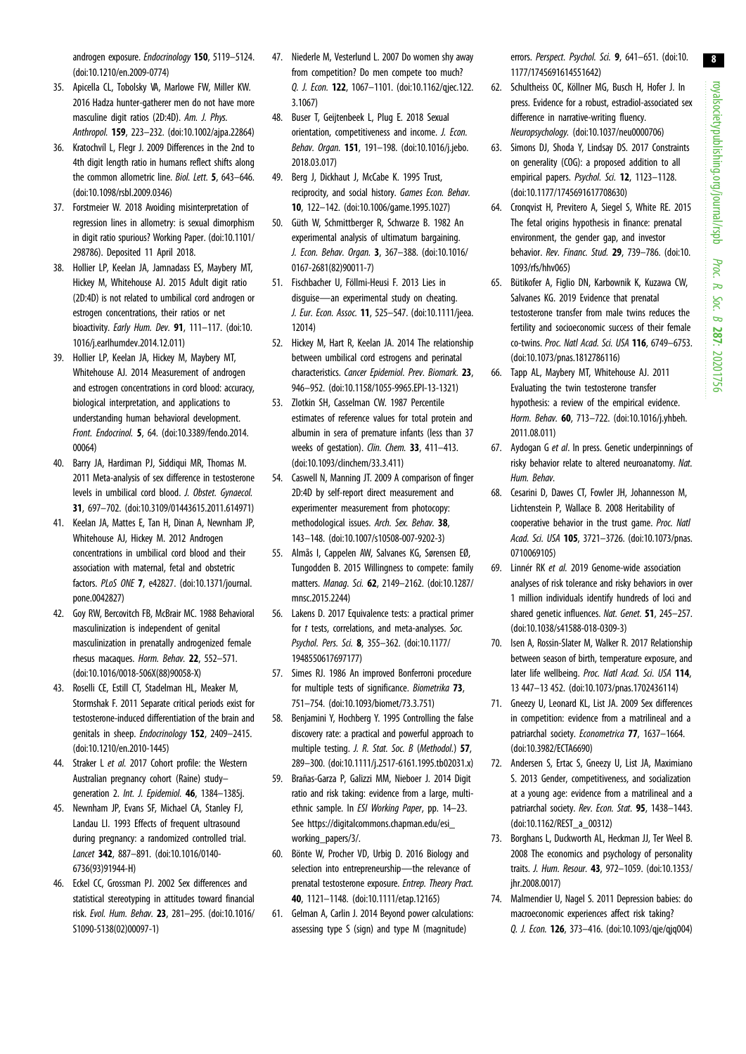androgen exposure. *Endocrinology* **150**, 5119–5124. (doi:10.1210/en.2009-0774)

35. Apicella CL, Tobolsky VA, Marlowe FW, Miller KW. 2016 Hadza hunter-gatherer men do not have more masculine digit ratios (2D:4D). *Am. J. Phys. Anthropol.* **159**, 223–232. (doi:10.1002/ajpa.22864)
36. Kratochvíl L, Flegr J. 2009 Differences in the 2nd to 4th digit length ratio in humans reflect shifts along the common allometric line. *Biol. Lett.* **5**, 643–646. (doi:10.1098/rsbl.2009.0346)
37. Forstmeier W. 2018 Avoiding misinterpretation of regression lines in allometry: is sexual dimorphism in digit ratio spurious? Working Paper. (doi:10.1101/298786). Deposited 11 April 2018.
38. Hollier LP, Keelan JA, Jamnadass ES, Maybery MT, Hickey M, Whitehouse AJ. 2015 Adult digit ratio (2D:4D) is not related to umbilical cord androgen or estrogen concentrations, their ratios or net bioactivity. *Early Hum. Dev.* **91**, 111–117. (doi:10.1016/j.earlhumdev.2014.12.011)
39. Hollier LP, Keelan JA, Hickey M, Maybery MT, Whitehouse AJ. 2014 Measurement of androgen and estrogen concentrations in cord blood: accuracy, biological interpretation, and applications to understanding human behavioral development. *Front. Endocrinol.* **5**, 64. (doi:10.3389/fendo.2014.00064)
40. Barry JA, Hardiman PJ, Siddiqui MR, Thomas M. 2011 Meta-analysis of sex difference in testosterone levels in umbilical cord blood. *J. Obstet. Gynaecol.* **31**, 697–702. (doi:10.3109/01443615.2011.614971)
41. Keelan JA, Mattes E, Tan H, Dinan A, Newnham JP, Whitehouse AJ, Hickey M. 2012 Androgen concentrations in umbilical cord blood and their association with maternal, fetal and obstetric factors. *PLoS ONE* **7**, e42827. (doi:10.1371/journal.pone.0042827)
42. Goy RW, Bercovitch FB, McBrair MC. 1988 Behavioral masculinization is independent of genital masculinization in prenatally androgenized female rhesus macaques. *Horm. Behav.* **22**, 552–571. (doi:10.1016/0018-506X(88)90058-X)
43. Roselli CE, Estill CT, Stadelman HL, Meaker M, Stormshak F. 2011 Separate critical periods exist for testosterone-induced differentiation of the brain and genitals in sheep. *Endocrinology* **152**, 2409–2415. (doi:10.1210/en.2010-1445)
44. Straker L *et al.* 2017 Cohort profile: the Western Australian pregnancy cohort (Raine) study–generation 2. *Int. J. Epidemiol.* **46**, 1384–1385j.
45. Newnham JP, Evans SF, Michael CA, Stanley FJ, Landau LI. 1993 Effects of frequent ultrasound during pregnancy: a randomized controlled trial. *Lancet* **342**, 887–891. (doi:10.1016/0140-6736(93)91944-H)
46. Eckel CC, Grossman PJ. 2002 Sex differences and statistical stereotyping in attitudes toward financial risk. *Evol. Hum. Behav.* **23**, 281–295. (doi:10.1016/S1090-5138(02)00097-1)
47. Niederle M, Vesterlund L. 2007 Do women shy away from competition? Do men compete too much? *Q. J. Econ.* **122**, 1067–1101. (doi:10.1162/qjec.122.3.1067)
48. Buser T, Geijtenbeek L, Plug E. 2018 Sexual orientation, competitiveness and income. *J. Econ. Behav. Organ.* **151**, 191–198. (doi:10.1016/j.jebo.2018.03.017)
49. Berg J, Dickhaut J, McCabe K. 1995 Trust, reciprocity, and social history. *Games Econ. Behav.* **10**, 122–142. (doi:10.1006/game.1995.1027)
50. Güth W, Schmittberger R, Schwarze B. 1982 An experimental analysis of ultimatum bargaining. *J. Econ. Behav. Organ.* **3**, 367–388. (doi:10.1016/0167-2681(82)90011-7)
51. Fischbacher U, Föllmi-Heusi F. 2013 Lies in disguise—an experimental study on cheating. *J. Eur. Econ. Assoc.* **11**, 525–547. (doi:10.1111/jeea.12014)
52. Hickey M, Hart R, Keelan JA. 2014 The relationship between umbilical cord estrogens and perinatal characteristics. *Cancer Epidemiol. Prev. Biomark.* **23**, 946–952. (doi:10.1158/1055-9965.EPI-13-1321)
53. Zlotkin SH, Casselman CW. 1987 Percentile estimates of reference values for total protein and albumin in sera of premature infants (less than 37 weeks of gestation). *Clin. Chem.* **33**, 411–413. (doi:10.1093/clinchem/33.3.411)
54. Caswell N, Manning JT. 2009 A comparison of finger 2D:4D by self-report direct measurement and experimenter measurement from photocopy: methodological issues. *Arch. Sex. Behav.* **38**, 143–148. (doi:10.1007/s10508-007-9202-3)
55. Almås I, Cappelen AW, Salvanes KG, Sørensen EØ, Tungodden B. 2015 Willingness to compete: family matters. *Manag. Sci.* **62**, 2149–2162. (doi:10.1287/mnsc.2015.2244)
56. Lakens D. 2017 Equivalence tests: a practical primer for *t* tests, correlations, and meta-analyses. *Soc. Psychol. Pers. Sci.* **8**, 355–362. (doi:10.1177/1948550617697177)
57. Simes RJ. 1986 An improved Bonferroni procedure for multiple tests of significance. *Biometrika* **73**, 751–754. (doi:10.1093/biomet/73.3.751)
58. Benjamini Y, Hochberg Y. 1995 Controlling the false discovery rate: a practical and powerful approach to multiple testing. *J. R. Stat. Soc. B (Methodol.)* **57**, 289–300. (doi:10.1111/j.2517-6161.1995.tb02031.x)
59. Brañas-Garza P, Galizzi MM, Nieboer J. 2014 Digit ratio and risk taking: evidence from a large, multi-ethnic sample. In *ESI Working Paper*, pp. 14–23. See https://digitalcommons.chapman.edu/esi_working_papers/3/.
60. Bönte W, Procher VD, Urbig D. 2016 Biology and selection into entrepreneurship—the relevance of prenatal testosterone exposure. *Entrep. Theory Pract.* **40**, 1121–1148. (doi:10.1111/etap.12165)
61. Gelman A, Carlin J. 2014 Beyond power calculations: assessing type S (sign) and type M (magnitude) errors. *Perspect. Psychol. Sci.* **9**, 641–651. (doi:10.1177/1745691614551642)
62. Schultheiss OC, Köllner MG, Busch H, Hofer J. In press. Evidence for a robust, estradiol-associated sex difference in narrative-writing fluency. *Neuropsychology*. (doi:10.1037/neu0000706)
63. Simons DJ, Shoda Y, Lindsay DS. 2017 Constraints on generality (COG): a proposed addition to all empirical papers. *Psychol. Sci.* **12**, 1123–1128. (doi:10.1177/1745691617708630)
64. Cronqvist H, Previtero A, Siegel S, White RE. 2015 The fetal origins hypothesis in finance: prenatal environment, the gender gap, and investor behavior. *Rev. Financ. Stud.* **29**, 739–786. (doi:10.1093/rfs/hhv065)
65. Bütikofer A, Figlio DN, Karbownik K, Kuzawa CW, Salvanes KG. 2019 Evidence that prenatal testosterone transfer from male twins reduces the fertility and socioeconomic success of their female co-twins. *Proc. Natl Acad. Sci. USA* **116**, 6749–6753. (doi:10.1073/pnas.1812786116)
66. Tapp AL, Maybery MT, Whitehouse AJ. 2011 Evaluating the twin testosterone transfer hypothesis: a review of the empirical evidence. *Horm. Behav.* **60**, 713–722. (doi:10.1016/j.yhbeh.2011.08.011)
67. Aydogan G *et al*. In press. Genetic underpinnings of risky behavior relate to altered neuroanatomy. *Nat. Hum. Behav.*
68. Cesarini D, Dawes CT, Fowler JH, Johannesson M, Lichtenstein P, Wallace B. 2008 Heritability of cooperative behavior in the trust game. *Proc. Natl Acad. Sci. USA* **105**, 3721–3726. (doi:10.1073/pnas.0710069105)
69. Linnér RK *et al.* 2019 Genome-wide association analyses of risk tolerance and risky behaviors in over 1 million individuals identify hundreds of loci and shared genetic influences. *Nat. Genet.* **51**, 245–257. (doi:10.1038/s41588-018-0309-3)
70. Isen A, Rossin-Slater M, Walker R. 2017 Relationship between season of birth, temperature exposure, and later life wellbeing. *Proc. Natl Acad. Sci. USA* **114**, 13 447–13 452. (doi:10.1073/pnas.1702436114)
71. Gneezy U, Leonard KL, List JA. 2009 Sex differences in competition: evidence from a matrilineal and a patriarchal society. *Econometrica* **77**, 1637–1664. (doi:10.3982/ECTA6690)
72. Andersen S, Ertac S, Gneezy U, List JA, Maximiano S. 2013 Gender, competitiveness, and socialization at a young age: evidence from a matrilineal and a patriarchal society. *Rev. Econ. Stat.* **95**, 1438–1443. (doi:10.1162/REST_a_00312)
73. Borghans L, Duckworth AL, Heckman JJ, Ter Weel B. 2008 The economics and psychology of personality traits. *J. Hum. Resour.* **43**, 972–1059. (doi:10.3353/jhr.2008.0017)
74. Malmendier U, Nagel S. 2011 Depression babies: do macroeconomic experiences affect risk taking? *Q. J. Econ.* **126**, 373–416. (doi:10.1093/qje/qjq004)